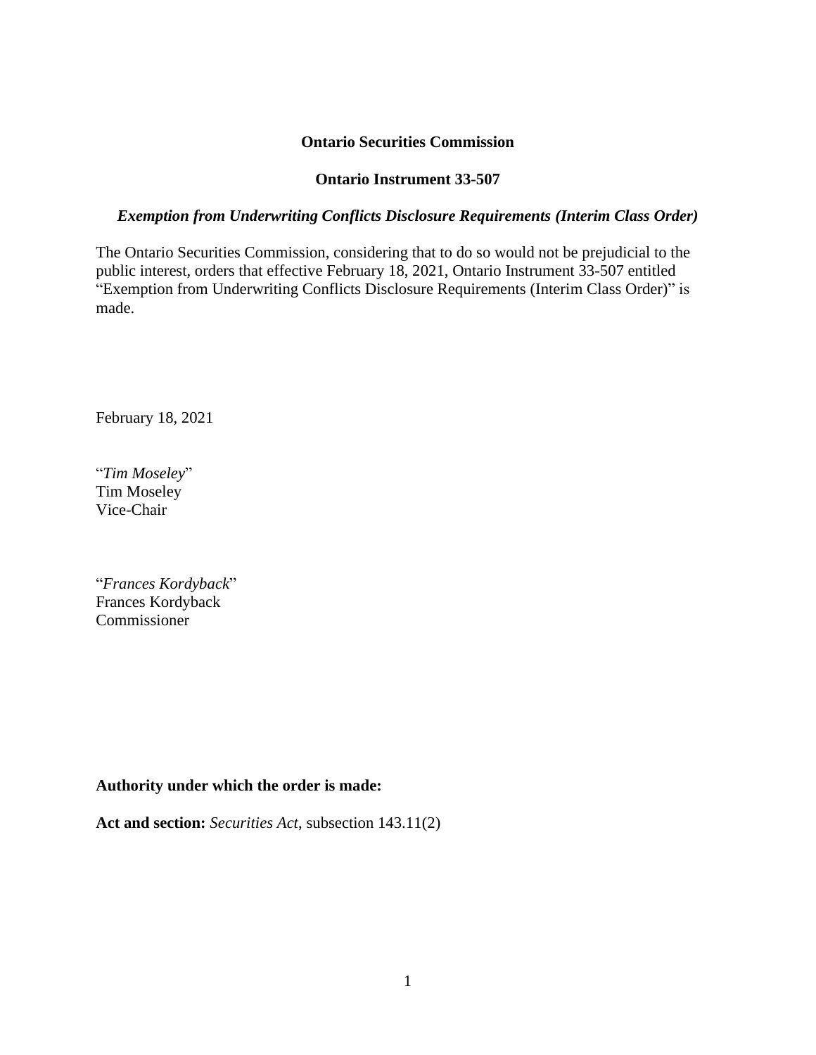**Ontario Securities Commission**

**Ontario Instrument 33-507**

***Exemption from Underwriting Conflicts Disclosure Requirements (Interim Class Order)***

The Ontario Securities Commission, considering that to do so would not be prejudicial to the public interest, orders that effective February 18, 2021, Ontario Instrument 33-507 entitled "Exemption from Underwriting Conflicts Disclosure Requirements (Interim Class Order)" is made.

February 18, 2021

"*Tim Moseley*"
Tim Moseley
Vice-Chair

"*Frances Kordyback*"
Frances Kordyback
Commissioner

**Authority under which the order is made:**

**Act and section:** *Securities Act*, subsection 143.11(2)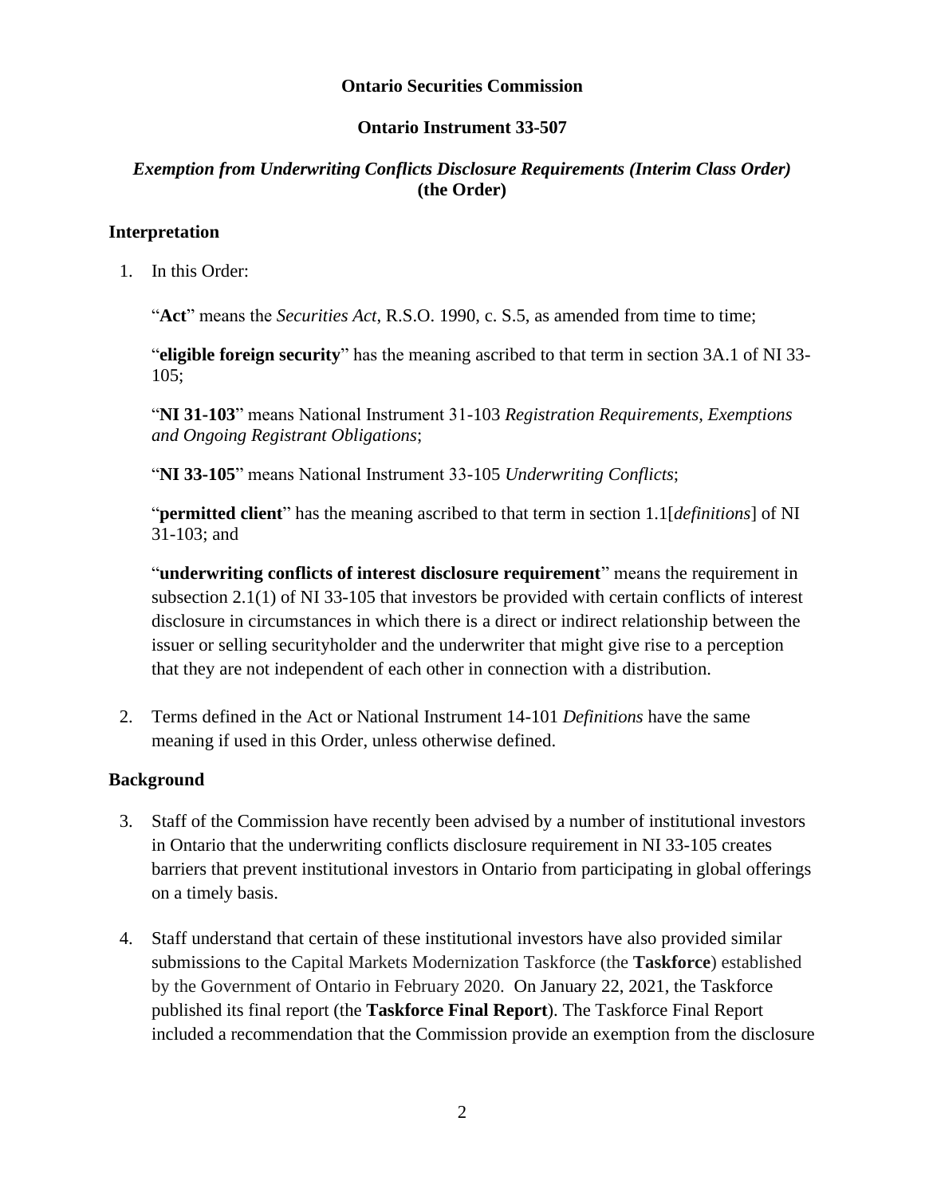**Ontario Securities Commission**

**Ontario Instrument 33-507**

***Exemption from Underwriting Conflicts Disclosure Requirements (Interim Class Order)* (the Order)**

## Interpretation

1. In this Order:

   "**Act**" means the *Securities Act*, R.S.O. 1990, c. S.5, as amended from time to time;

   "**eligible foreign security**" has the meaning ascribed to that term in section 3A.1 of NI 33-105;

   "**NI 31-103**" means National Instrument 31-103 *Registration Requirements, Exemptions and Ongoing Registrant Obligations*;

   "**NI 33-105**" means National Instrument 33-105 *Underwriting Conflicts*;

   "**permitted client**" has the meaning ascribed to that term in section 1.1[*definitions*] of NI 31-103; and

   "**underwriting conflicts of interest disclosure requirement**" means the requirement in subsection 2.1(1) of NI 33-105 that investors be provided with certain conflicts of interest disclosure in circumstances in which there is a direct or indirect relationship between the issuer or selling securityholder and the underwriter that might give rise to a perception that they are not independent of each other in connection with a distribution.

2. Terms defined in the Act or National Instrument 14-101 *Definitions* have the same meaning if used in this Order, unless otherwise defined.

## Background

3. Staff of the Commission have recently been advised by a number of institutional investors in Ontario that the underwriting conflicts disclosure requirement in NI 33-105 creates barriers that prevent institutional investors in Ontario from participating in global offerings on a timely basis.

4. Staff understand that certain of these institutional investors have also provided similar submissions to the Capital Markets Modernization Taskforce (the **Taskforce**) established by the Government of Ontario in February 2020. On January 22, 2021, the Taskforce published its final report (the **Taskforce Final Report**). The Taskforce Final Report included a recommendation that the Commission provide an exemption from the disclosure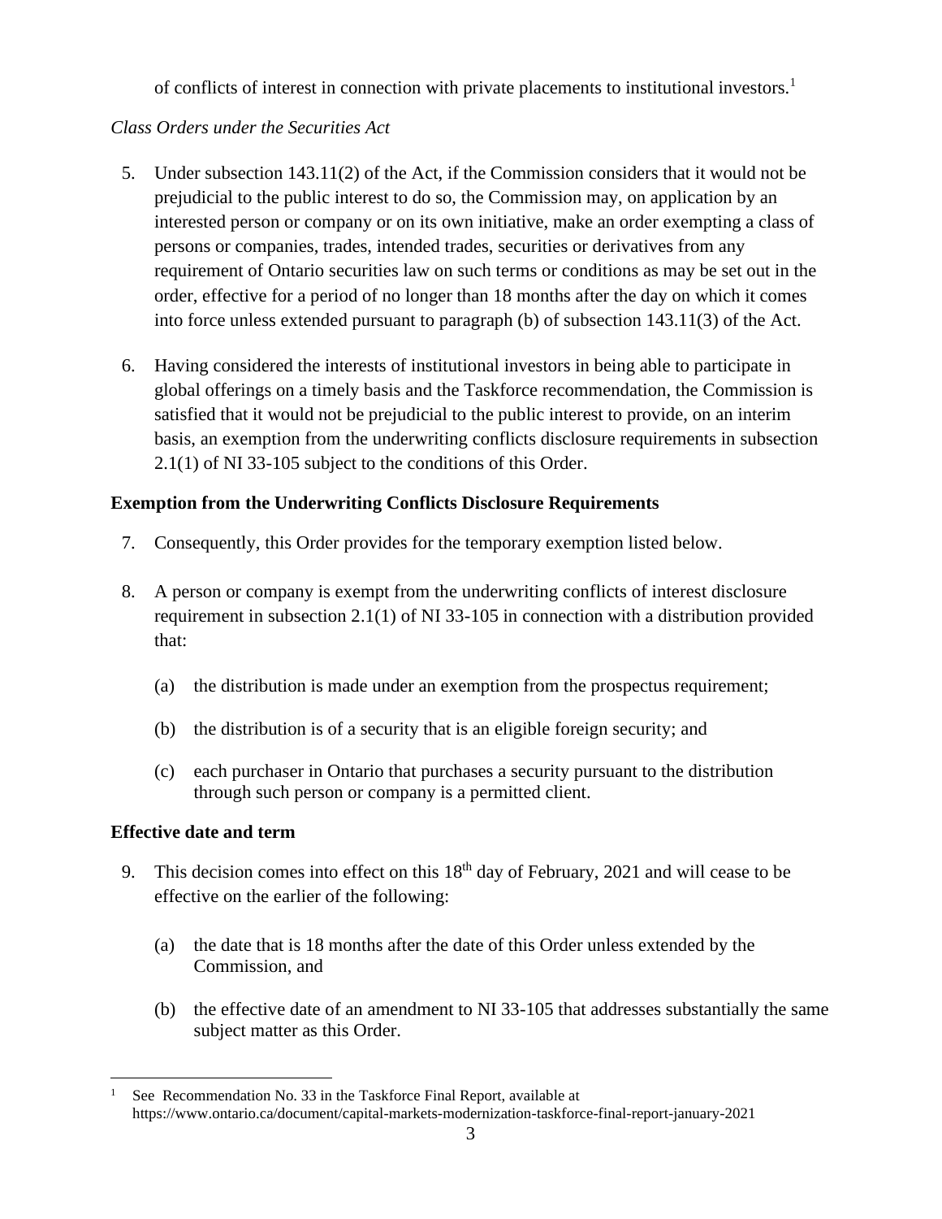of conflicts of interest in connection with private placements to institutional investors.[1]

*Class Orders under the Securities Act*

5. Under subsection 143.11(2) of the Act, if the Commission considers that it would not be prejudicial to the public interest to do so, the Commission may, on application by an interested person or company or on its own initiative, make an order exempting a class of persons or companies, trades, intended trades, securities or derivatives from any requirement of Ontario securities law on such terms or conditions as may be set out in the order, effective for a period of no longer than 18 months after the day on which it comes into force unless extended pursuant to paragraph (b) of subsection 143.11(3) of the Act.

6. Having considered the interests of institutional investors in being able to participate in global offerings on a timely basis and the Taskforce recommendation, the Commission is satisfied that it would not be prejudicial to the public interest to provide, on an interim basis, an exemption from the underwriting conflicts disclosure requirements in subsection 2.1(1) of NI 33-105 subject to the conditions of this Order.

**Exemption from the Underwriting Conflicts Disclosure Requirements**

7. Consequently, this Order provides for the temporary exemption listed below.

8. A person or company is exempt from the underwriting conflicts of interest disclosure requirement in subsection 2.1(1) of NI 33-105 in connection with a distribution provided that:

   (a) the distribution is made under an exemption from the prospectus requirement;

   (b) the distribution is of a security that is an eligible foreign security; and

   (c) each purchaser in Ontario that purchases a security pursuant to the distribution through such person or company is a permitted client.

**Effective date and term**

9. This decision comes into effect on this 18th day of February, 2021 and will cease to be effective on the earlier of the following:

   (a) the date that is 18 months after the date of this Order unless extended by the Commission, and

   (b) the effective date of an amendment to NI 33-105 that addresses substantially the same subject matter as this Order.

---

[1] See Recommendation No. 33 in the Taskforce Final Report, available at https://www.ontario.ca/document/capital-markets-modernization-taskforce-final-report-january-2021